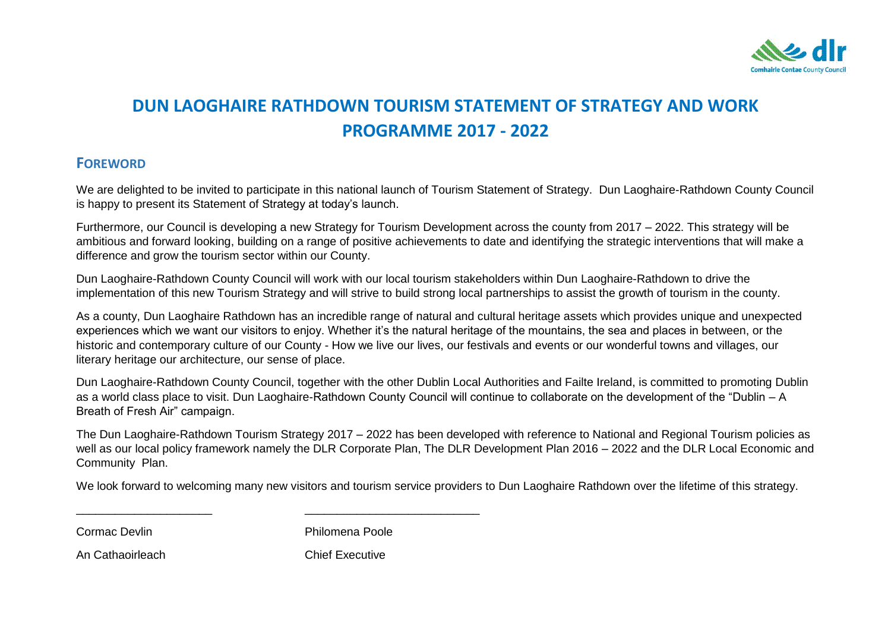# DUN LAOGHAIRE RATHDOWN TOURISM STATEMENT OF STRATEGY AND WORK PROGRAMME 2017 - 2022

## FOREWORD

We are delighted to be invited to participate in this national launch of Tourism Statement of Strategy. Dun Laoghaire-Rathdown County Council is happy to present its Statement of Strategy at today's launch.

Furthermore, our Council is developing a new Strategy for Tourism Development across the county from 2017 – 2022. This strategy will be ambitious and forward looking, building on a range of positive achievements to date and identifying the strategic interventions that will make a difference and grow the tourism sector within our County.

Dun Laoghaire-Rathdown County Council will work with our local tourism stakeholders within Dun Laoghaire-Rathdown to drive the implementation of this new Tourism Strategy and will strive to build strong local partnerships to assist the growth of tourism in the county.

As a county, Dun Laoghaire Rathdown has an incredible range of natural and cultural heritage assets which provides unique and unexpected experiences which we want our visitors to enjoy. Whether it's the natural heritage of the mountains, the sea and places in between, or the historic and contemporary culture of our County - How we live our lives, our festivals and events or our wonderful towns and villages, our literary heritage our architecture, our sense of place.

Dun Laoghaire-Rathdown County Council, together with the other Dublin Local Authorities and Failte Ireland, is committed to promoting Dublin as a world class place to visit. Dun Laoghaire-Rathdown County Council will continue to collaborate on the development of the "Dublin – A Breath of Fresh Air" campaign.

The Dun Laoghaire-Rathdown Tourism Strategy 2017 – 2022 has been developed with reference to National and Regional Tourism policies as well as our local policy framework namely the DLR Corporate Plan, The DLR Development Plan 2016 – 2022 and the DLR Local Economic and Community Plan.

We look forward to welcoming many new visitors and tourism service providers to Dun Laoghaire Rathdown over the lifetime of this strategy.

| _____________________ | ___________________________ |
| --- | --- |
| Cormac Devlin | Philomena Poole |
| An Cathaoirleach | Chief Executive |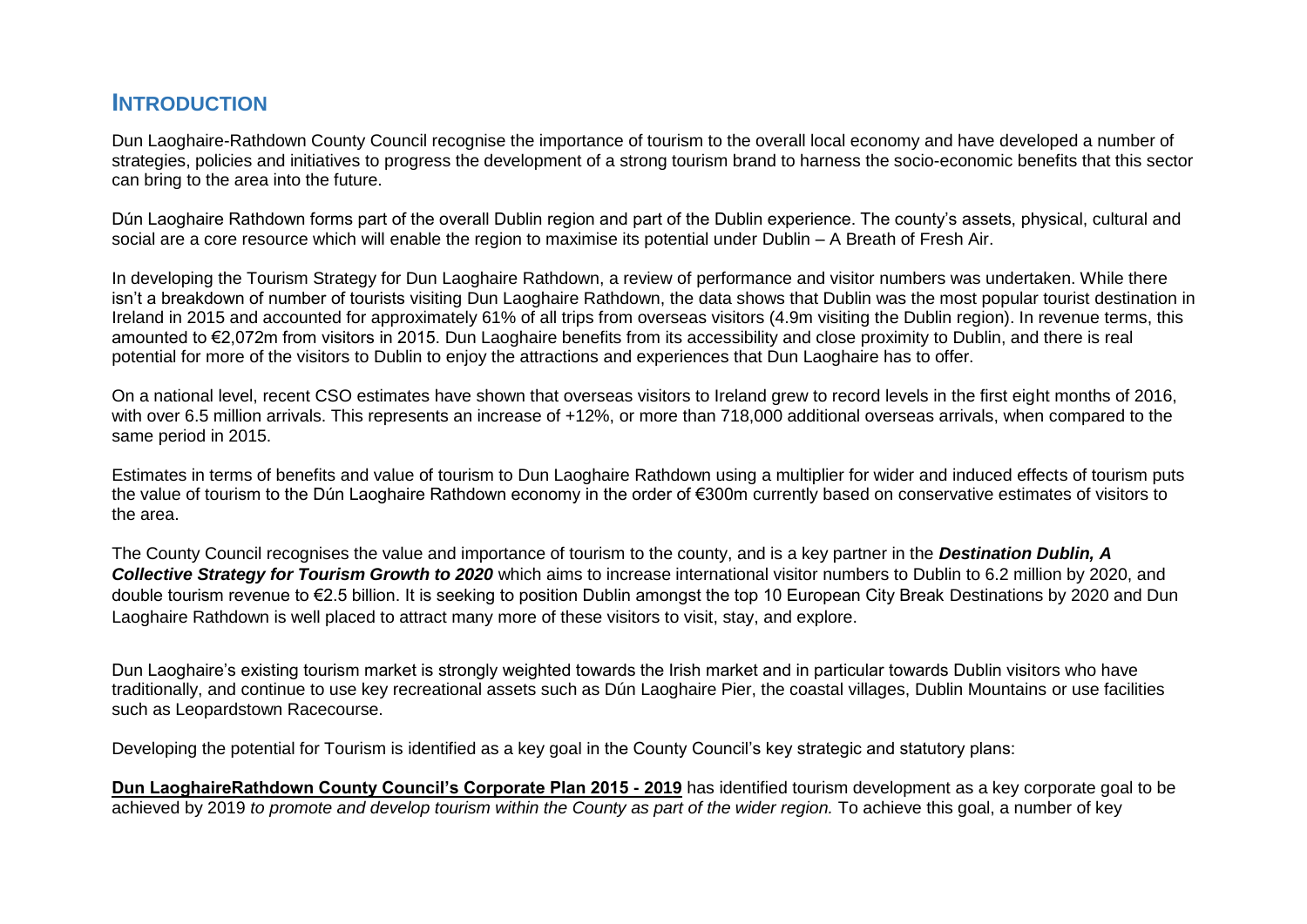## INTRODUCTION

Dun Laoghaire-Rathdown County Council recognise the importance of tourism to the overall local economy and have developed a number of strategies, policies and initiatives to progress the development of a strong tourism brand to harness the socio-economic benefits that this sector can bring to the area into the future.

Dún Laoghaire Rathdown forms part of the overall Dublin region and part of the Dublin experience. The county's assets, physical, cultural and social are a core resource which will enable the region to maximise its potential under Dublin – A Breath of Fresh Air.

In developing the Tourism Strategy for Dun Laoghaire Rathdown, a review of performance and visitor numbers was undertaken. While there isn't a breakdown of number of tourists visiting Dun Laoghaire Rathdown, the data shows that Dublin was the most popular tourist destination in Ireland in 2015 and accounted for approximately 61% of all trips from overseas visitors (4.9m visiting the Dublin region). In revenue terms, this amounted to €2,072m from visitors in 2015. Dun Laoghaire benefits from its accessibility and close proximity to Dublin, and there is real potential for more of the visitors to Dublin to enjoy the attractions and experiences that Dun Laoghaire has to offer.

On a national level, recent CSO estimates have shown that overseas visitors to Ireland grew to record levels in the first eight months of 2016, with over 6.5 million arrivals. This represents an increase of +12%, or more than 718,000 additional overseas arrivals, when compared to the same period in 2015.

Estimates in terms of benefits and value of tourism to Dun Laoghaire Rathdown using a multiplier for wider and induced effects of tourism puts the value of tourism to the Dún Laoghaire Rathdown economy in the order of €300m currently based on conservative estimates of visitors to the area.

The County Council recognises the value and importance of tourism to the county, and is a key partner in the ***Destination Dublin, A Collective Strategy for Tourism Growth to 2020*** which aims to increase international visitor numbers to Dublin to 6.2 million by 2020, and double tourism revenue to €2.5 billion. It is seeking to position Dublin amongst the top 10 European City Break Destinations by 2020 and Dun Laoghaire Rathdown is well placed to attract many more of these visitors to visit, stay, and explore.

Dun Laoghaire's existing tourism market is strongly weighted towards the Irish market and in particular towards Dublin visitors who have traditionally, and continue to use key recreational assets such as Dún Laoghaire Pier, the coastal villages, Dublin Mountains or use facilities such as Leopardstown Racecourse.

Developing the potential for Tourism is identified as a key goal in the County Council's key strategic and statutory plans:

**Dun LaoghaireRathdown County Council's Corporate Plan 2015 - 2019** has identified tourism development as a key corporate goal to be achieved by 2019 *to promote and develop tourism within the County as part of the wider region.* To achieve this goal, a number of key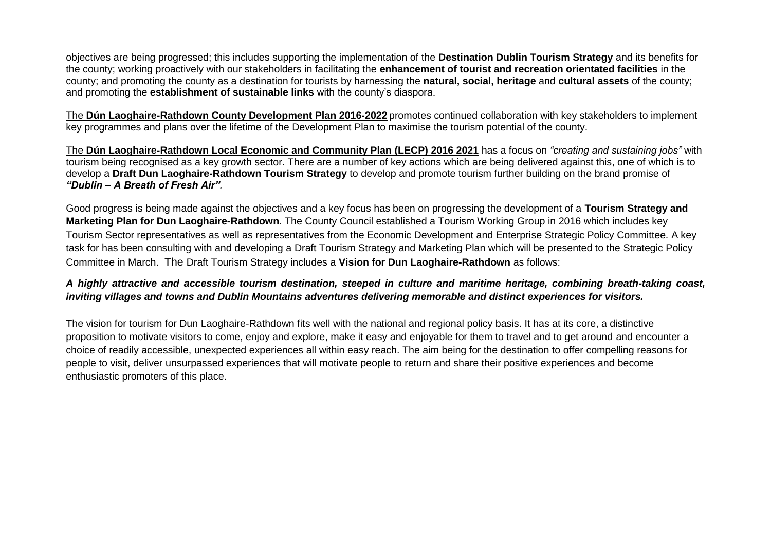objectives are being progressed; this includes supporting the implementation of the **Destination Dublin Tourism Strategy** and its benefits for the county; working proactively with our stakeholders in facilitating the **enhancement of tourist and recreation orientated facilities** in the county; and promoting the county as a destination for tourists by harnessing the **natural, social, heritage** and **cultural assets** of the county; and promoting the **establishment of sustainable links** with the county's diaspora.

The **Dún Laoghaire-Rathdown County Development Plan 2016-2022** promotes continued collaboration with key stakeholders to implement key programmes and plans over the lifetime of the Development Plan to maximise the tourism potential of the county.

The **Dún Laoghaire-Rathdown Local Economic and Community Plan (LECP) 2016 2021** has a focus on *"creating and sustaining jobs"* with tourism being recognised as a key growth sector. There are a number of key actions which are being delivered against this, one of which is to develop a **Draft Dun Laoghaire-Rathdown Tourism Strategy** to develop and promote tourism further building on the brand promise of ***"Dublin – A Breath of Fresh Air"***.

Good progress is being made against the objectives and a key focus has been on progressing the development of a **Tourism Strategy and Marketing Plan for Dun Laoghaire-Rathdown**. The County Council established a Tourism Working Group in 2016 which includes key Tourism Sector representatives as well as representatives from the Economic Development and Enterprise Strategic Policy Committee. A key task for has been consulting with and developing a Draft Tourism Strategy and Marketing Plan which will be presented to the Strategic Policy Committee in March. The Draft Tourism Strategy includes a **Vision for Dun Laoghaire-Rathdown** as follows:

***A highly attractive and accessible tourism destination, steeped in culture and maritime heritage, combining breath-taking coast, inviting villages and towns and Dublin Mountains adventures delivering memorable and distinct experiences for visitors.***

The vision for tourism for Dun Laoghaire-Rathdown fits well with the national and regional policy basis. It has at its core, a distinctive proposition to motivate visitors to come, enjoy and explore, make it easy and enjoyable for them to travel and to get around and encounter a choice of readily accessible, unexpected experiences all within easy reach. The aim being for the destination to offer compelling reasons for people to visit, deliver unsurpassed experiences that will motivate people to return and share their positive experiences and become enthusiastic promoters of this place.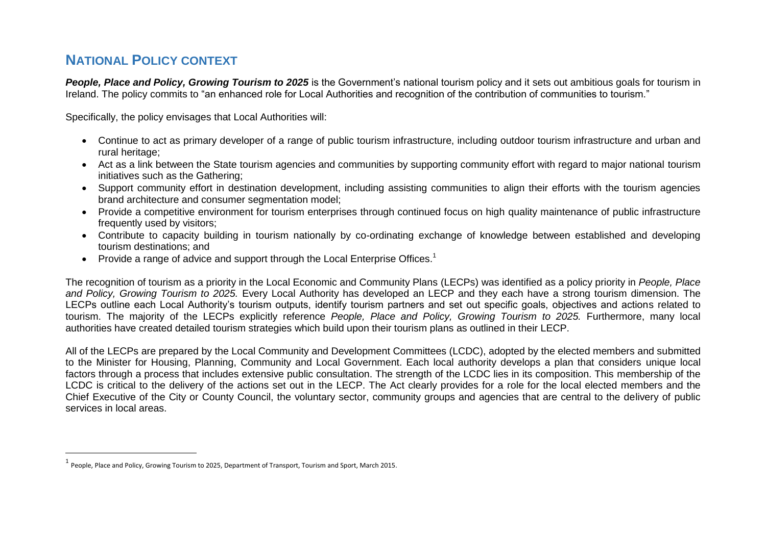## NATIONAL POLICY CONTEXT

***People, Place and Policy, Growing Tourism to 2025*** is the Government's national tourism policy and it sets out ambitious goals for tourism in Ireland. The policy commits to "an enhanced role for Local Authorities and recognition of the contribution of communities to tourism."

Specifically, the policy envisages that Local Authorities will:

- Continue to act as primary developer of a range of public tourism infrastructure, including outdoor tourism infrastructure and urban and rural heritage;
- Act as a link between the State tourism agencies and communities by supporting community effort with regard to major national tourism initiatives such as the Gathering;
- Support community effort in destination development, including assisting communities to align their efforts with the tourism agencies brand architecture and consumer segmentation model;
- Provide a competitive environment for tourism enterprises through continued focus on high quality maintenance of public infrastructure frequently used by visitors;
- Contribute to capacity building in tourism nationally by co-ordinating exchange of knowledge between established and developing tourism destinations; and
- Provide a range of advice and support through the Local Enterprise Offices.[1]

The recognition of tourism as a priority in the Local Economic and Community Plans (LECPs) was identified as a policy priority in *People, Place and Policy, Growing Tourism to 2025.* Every Local Authority has developed an LECP and they each have a strong tourism dimension. The LECPs outline each Local Authority's tourism outputs, identify tourism partners and set out specific goals, objectives and actions related to tourism. The majority of the LECPs explicitly reference *People, Place and Policy, Growing Tourism to 2025.* Furthermore, many local authorities have created detailed tourism strategies which build upon their tourism plans as outlined in their LECP.

All of the LECPs are prepared by the Local Community and Development Committees (LCDC), adopted by the elected members and submitted to the Minister for Housing, Planning, Community and Local Government. Each local authority develops a plan that considers unique local factors through a process that includes extensive public consultation. The strength of the LCDC lies in its composition. This membership of the LCDC is critical to the delivery of the actions set out in the LECP. The Act clearly provides for a role for the local elected members and the Chief Executive of the City or County Council, the voluntary sector, community groups and agencies that are central to the delivery of public services in local areas.

---

[1] People, Place and Policy, Growing Tourism to 2025, Department of Transport, Tourism and Sport, March 2015.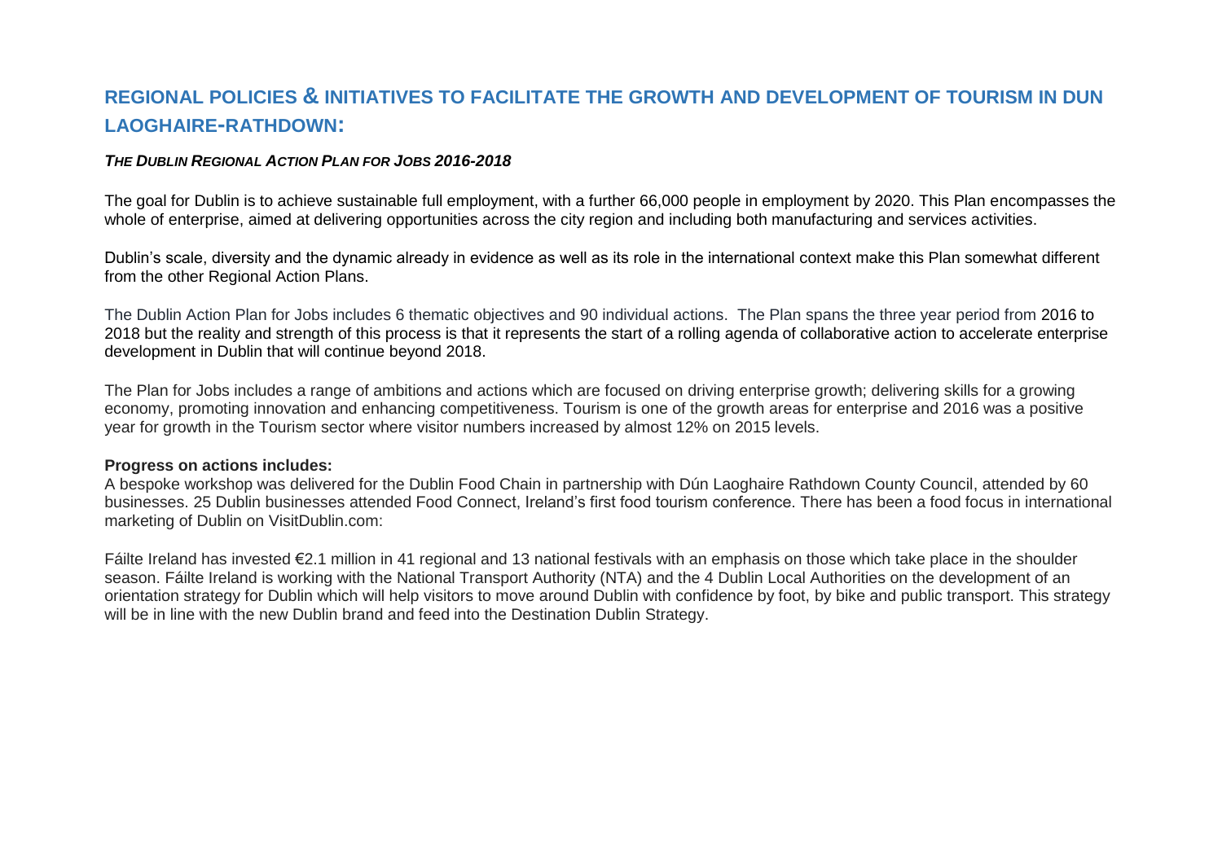## REGIONAL POLICIES & INITIATIVES TO FACILITATE THE GROWTH AND DEVELOPMENT OF TOURISM IN DUN LAOGHAIRE-RATHDOWN:

### *THE DUBLIN REGIONAL ACTION PLAN FOR JOBS 2016-2018*

The goal for Dublin is to achieve sustainable full employment, with a further 66,000 people in employment by 2020. This Plan encompasses the whole of enterprise, aimed at delivering opportunities across the city region and including both manufacturing and services activities.

Dublin's scale, diversity and the dynamic already in evidence as well as its role in the international context make this Plan somewhat different from the other Regional Action Plans.

The Dublin Action Plan for Jobs includes 6 thematic objectives and 90 individual actions. The Plan spans the three year period from 2016 to 2018 but the reality and strength of this process is that it represents the start of a rolling agenda of collaborative action to accelerate enterprise development in Dublin that will continue beyond 2018.

The Plan for Jobs includes a range of ambitions and actions which are focused on driving enterprise growth; delivering skills for a growing economy, promoting innovation and enhancing competitiveness. Tourism is one of the growth areas for enterprise and 2016 was a positive year for growth in the Tourism sector where visitor numbers increased by almost 12% on 2015 levels.

**Progress on actions includes:**

A bespoke workshop was delivered for the Dublin Food Chain in partnership with Dún Laoghaire Rathdown County Council, attended by 60 businesses. 25 Dublin businesses attended Food Connect, Ireland's first food tourism conference. There has been a food focus in international marketing of Dublin on VisitDublin.com:

Fáilte Ireland has invested €2.1 million in 41 regional and 13 national festivals with an emphasis on those which take place in the shoulder season. Fáilte Ireland is working with the National Transport Authority (NTA) and the 4 Dublin Local Authorities on the development of an orientation strategy for Dublin which will help visitors to move around Dublin with confidence by foot, by bike and public transport. This strategy will be in line with the new Dublin brand and feed into the Destination Dublin Strategy.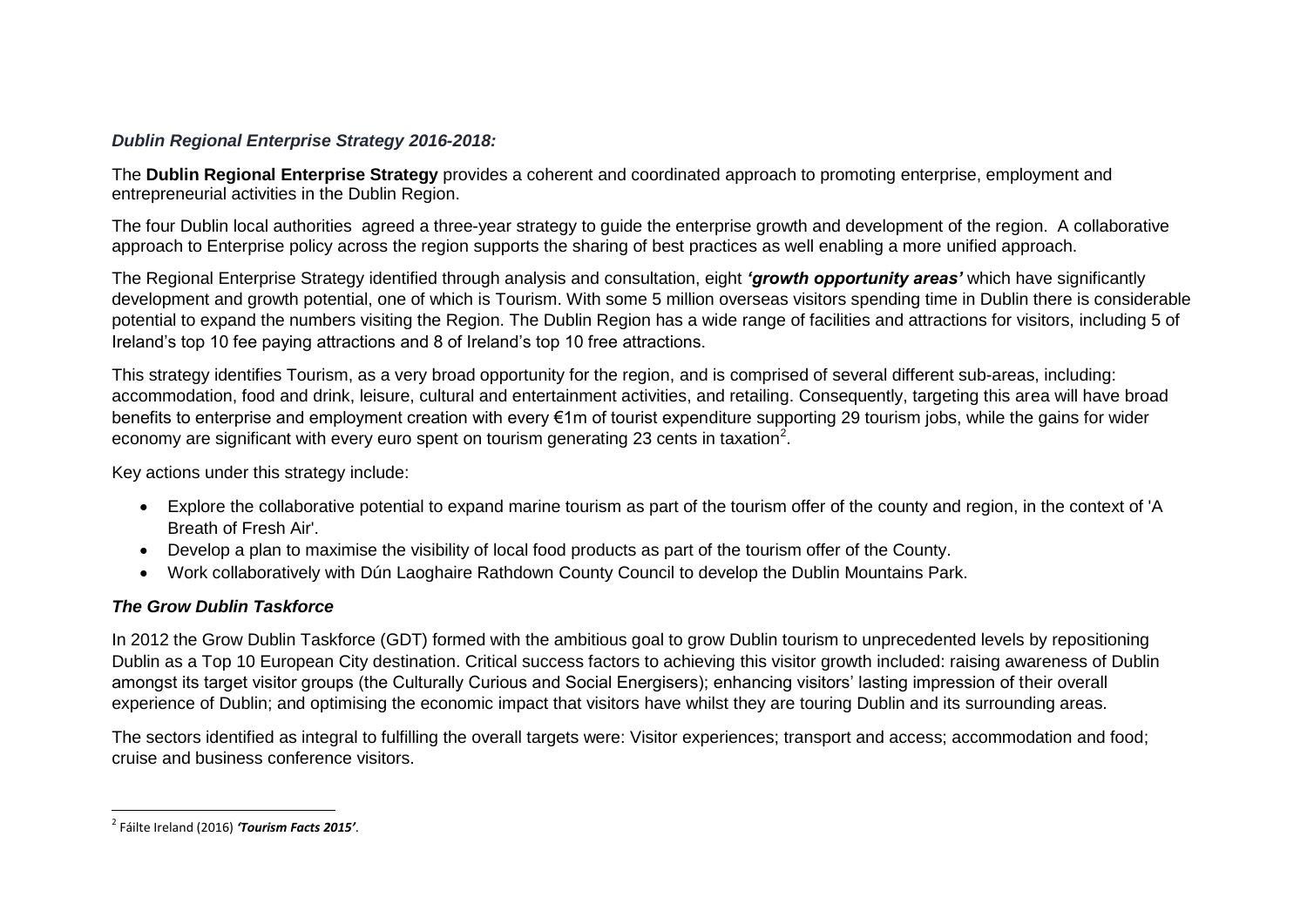***Dublin Regional Enterprise Strategy 2016-2018:***

The **Dublin Regional Enterprise Strategy** provides a coherent and coordinated approach to promoting enterprise, employment and entrepreneurial activities in the Dublin Region.

The four Dublin local authorities agreed a three-year strategy to guide the enterprise growth and development of the region. A collaborative approach to Enterprise policy across the region supports the sharing of best practices as well enabling a more unified approach.

The Regional Enterprise Strategy identified through analysis and consultation, eight ***'growth opportunity areas'*** which have significantly development and growth potential, one of which is Tourism. With some 5 million overseas visitors spending time in Dublin there is considerable potential to expand the numbers visiting the Region. The Dublin Region has a wide range of facilities and attractions for visitors, including 5 of Ireland's top 10 fee paying attractions and 8 of Ireland's top 10 free attractions.

This strategy identifies Tourism, as a very broad opportunity for the region, and is comprised of several different sub-areas, including: accommodation, food and drink, leisure, cultural and entertainment activities, and retailing. Consequently, targeting this area will have broad benefits to enterprise and employment creation with every €1m of tourist expenditure supporting 29 tourism jobs, while the gains for wider economy are significant with every euro spent on tourism generating 23 cents in taxation[2].

Key actions under this strategy include:

- Explore the collaborative potential to expand marine tourism as part of the tourism offer of the county and region, in the context of 'A Breath of Fresh Air'.
- Develop a plan to maximise the visibility of local food products as part of the tourism offer of the County.
- Work collaboratively with Dún Laoghaire Rathdown County Council to develop the Dublin Mountains Park.

***The Grow Dublin Taskforce***

In 2012 the Grow Dublin Taskforce (GDT) formed with the ambitious goal to grow Dublin tourism to unprecedented levels by repositioning Dublin as a Top 10 European City destination. Critical success factors to achieving this visitor growth included: raising awareness of Dublin amongst its target visitor groups (the Culturally Curious and Social Energisers); enhancing visitors' lasting impression of their overall experience of Dublin; and optimising the economic impact that visitors have whilst they are touring Dublin and its surrounding areas.

The sectors identified as integral to fulfilling the overall targets were: Visitor experiences; transport and access; accommodation and food; cruise and business conference visitors.

[2] Fáilte Ireland (2016) ***'Tourism Facts 2015'***.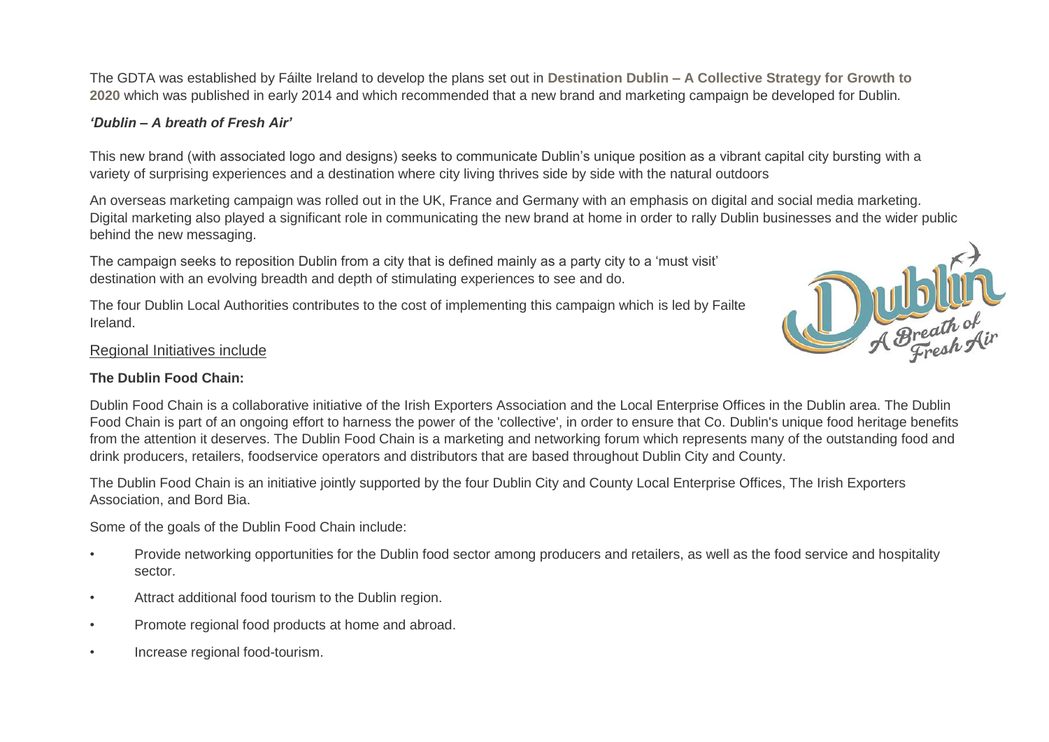The GDTA was established by Fáilte Ireland to develop the plans set out in **Destination Dublin – A Collective Strategy for Growth to 2020** which was published in early 2014 and which recommended that a new brand and marketing campaign be developed for Dublin.

***'Dublin – A breath of Fresh Air'***

This new brand (with associated logo and designs) seeks to communicate Dublin's unique position as a vibrant capital city bursting with a variety of surprising experiences and a destination where city living thrives side by side with the natural outdoors

An overseas marketing campaign was rolled out in the UK, France and Germany with an emphasis on digital and social media marketing. Digital marketing also played a significant role in communicating the new brand at home in order to rally Dublin businesses and the wider public behind the new messaging.

The campaign seeks to reposition Dublin from a city that is defined mainly as a party city to a 'must visit' destination with an evolving breadth and depth of stimulating experiences to see and do.

The four Dublin Local Authorities contributes to the cost of implementing this campaign which is led by Failte Ireland.

Regional Initiatives include

**The Dublin Food Chain:**

Dublin Food Chain is a collaborative initiative of the Irish Exporters Association and the Local Enterprise Offices in the Dublin area. The Dublin Food Chain is part of an ongoing effort to harness the power of the 'collective', in order to ensure that Co. Dublin's unique food heritage benefits from the attention it deserves. The Dublin Food Chain is a marketing and networking forum which represents many of the outstanding food and drink producers, retailers, foodservice operators and distributors that are based throughout Dublin City and County.

The Dublin Food Chain is an initiative jointly supported by the four Dublin City and County Local Enterprise Offices, The Irish Exporters Association, and Bord Bia.

Some of the goals of the Dublin Food Chain include:

- Provide networking opportunities for the Dublin food sector among producers and retailers, as well as the food service and hospitality sector.
- Attract additional food tourism to the Dublin region.
- Promote regional food products at home and abroad.
- Increase regional food-tourism.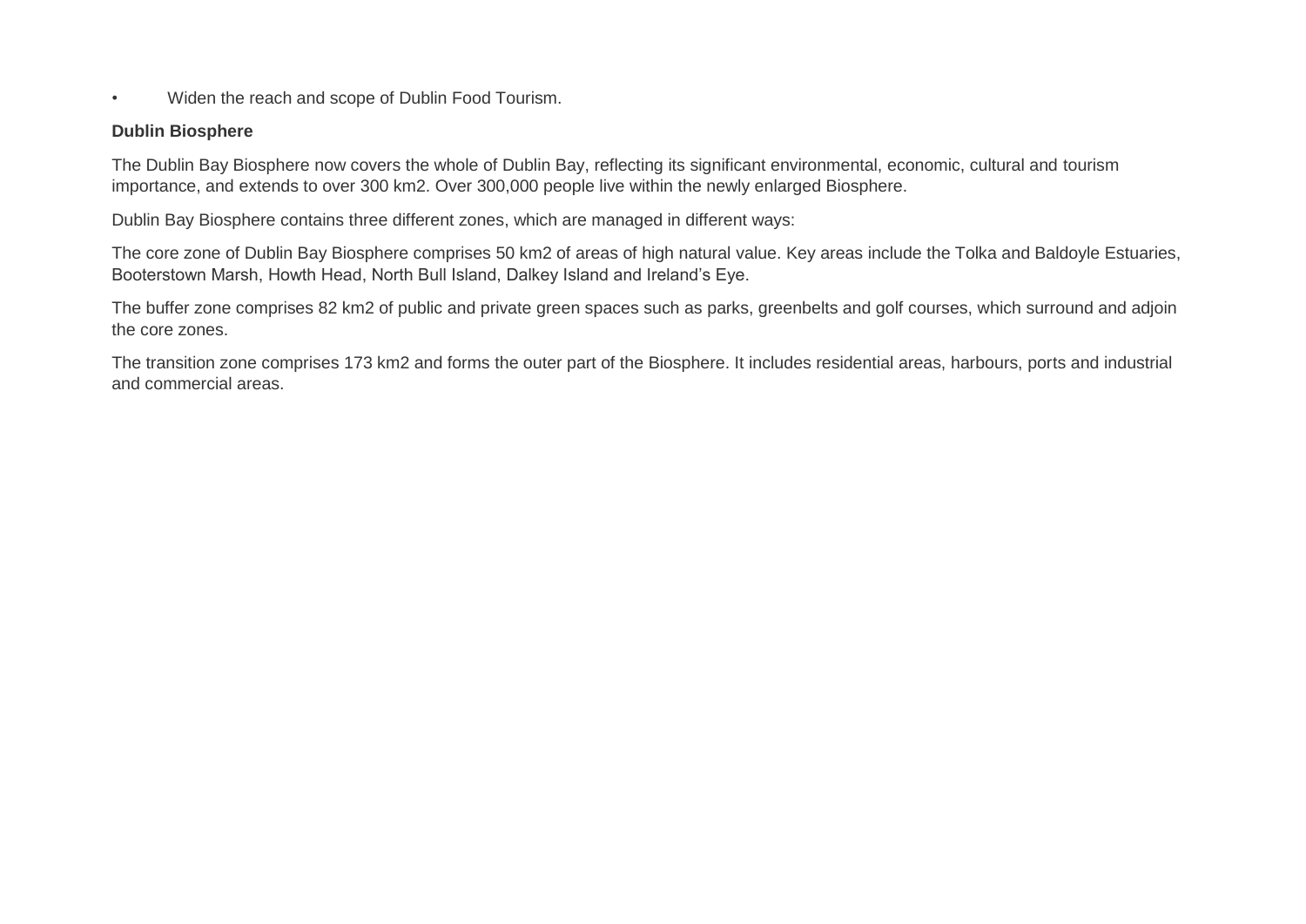- Widen the reach and scope of Dublin Food Tourism.

**Dublin Biosphere**

The Dublin Bay Biosphere now covers the whole of Dublin Bay, reflecting its significant environmental, economic, cultural and tourism importance, and extends to over 300 km2. Over 300,000 people live within the newly enlarged Biosphere.

Dublin Bay Biosphere contains three different zones, which are managed in different ways:

The core zone of Dublin Bay Biosphere comprises 50 km2 of areas of high natural value. Key areas include the Tolka and Baldoyle Estuaries, Booterstown Marsh, Howth Head, North Bull Island, Dalkey Island and Ireland's Eye.

The buffer zone comprises 82 km2 of public and private green spaces such as parks, greenbelts and golf courses, which surround and adjoin the core zones.

The transition zone comprises 173 km2 and forms the outer part of the Biosphere. It includes residential areas, harbours, ports and industrial and commercial areas.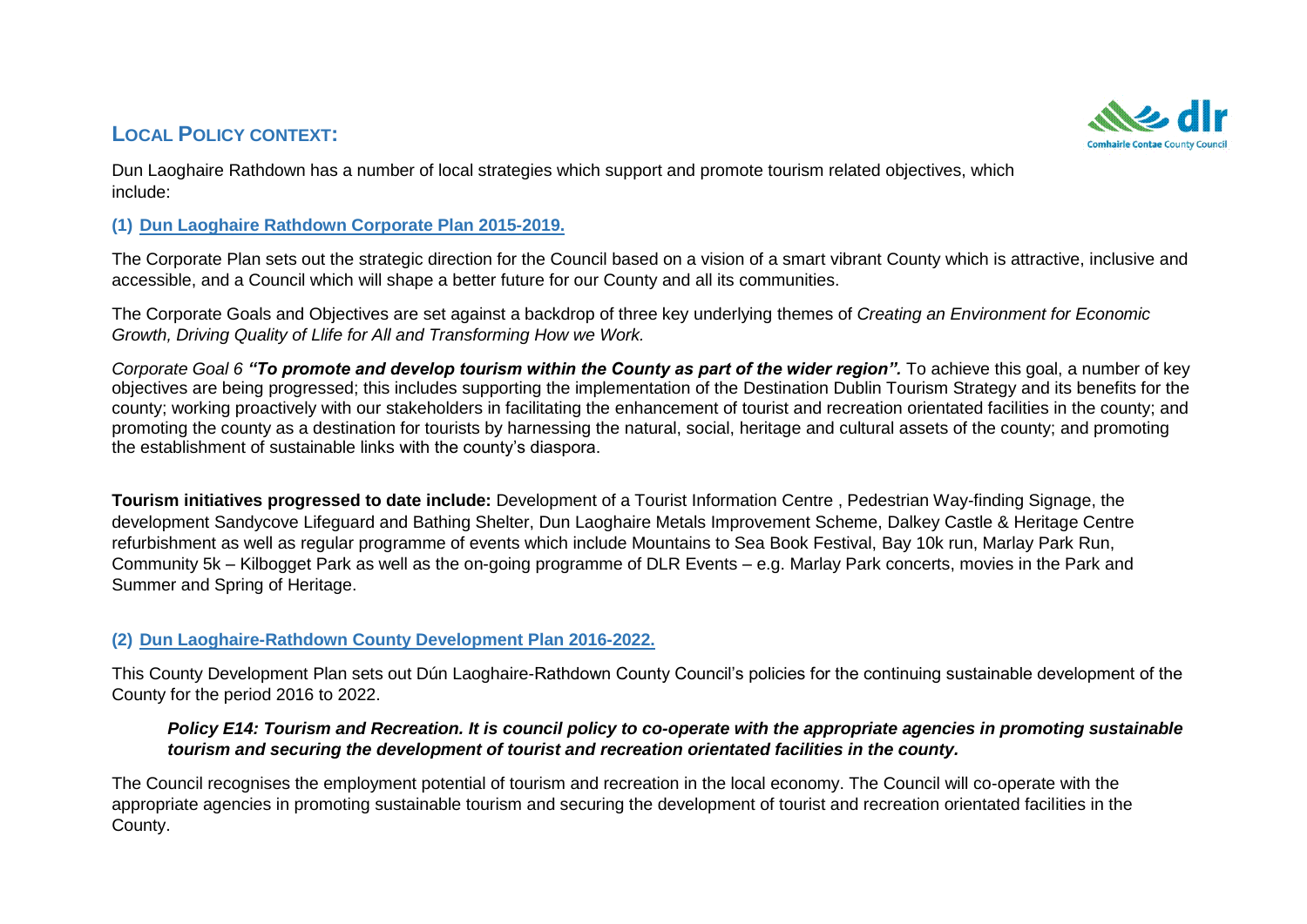## LOCAL POLICY CONTEXT:

Dun Laoghaire Rathdown has a number of local strategies which support and promote tourism related objectives, which include:

### (1) Dun Laoghaire Rathdown Corporate Plan 2015-2019.

The Corporate Plan sets out the strategic direction for the Council based on a vision of a smart vibrant County which is attractive, inclusive and accessible, and a Council which will shape a better future for our County and all its communities.

The Corporate Goals and Objectives are set against a backdrop of three key underlying themes of *Creating an Environment for Economic Growth, Driving Quality of Llife for All and Transforming How we Work.*

*Corporate Goal 6* ***"To promote and develop tourism within the County as part of the wider region".*** To achieve this goal, a number of key objectives are being progressed; this includes supporting the implementation of the Destination Dublin Tourism Strategy and its benefits for the county; working proactively with our stakeholders in facilitating the enhancement of tourist and recreation orientated facilities in the county; and promoting the county as a destination for tourists by harnessing the natural, social, heritage and cultural assets of the county; and promoting the establishment of sustainable links with the county's diaspora.

**Tourism initiatives progressed to date include:** Development of a Tourist Information Centre , Pedestrian Way-finding Signage, the development Sandycove Lifeguard and Bathing Shelter, Dun Laoghaire Metals Improvement Scheme, Dalkey Castle & Heritage Centre refurbishment as well as regular programme of events which include Mountains to Sea Book Festival, Bay 10k run, Marlay Park Run, Community 5k – Kilbogget Park as well as the on-going programme of DLR Events – e.g. Marlay Park concerts, movies in the Park and Summer and Spring of Heritage.

### (2) Dun Laoghaire-Rathdown County Development Plan 2016-2022.

This County Development Plan sets out Dún Laoghaire-Rathdown County Council's policies for the continuing sustainable development of the County for the period 2016 to 2022.

> ***Policy E14: Tourism and Recreation. It is council policy to co-operate with the appropriate agencies in promoting sustainable tourism and securing the development of tourist and recreation orientated facilities in the county.***

The Council recognises the employment potential of tourism and recreation in the local economy. The Council will co-operate with the appropriate agencies in promoting sustainable tourism and securing the development of tourist and recreation orientated facilities in the County.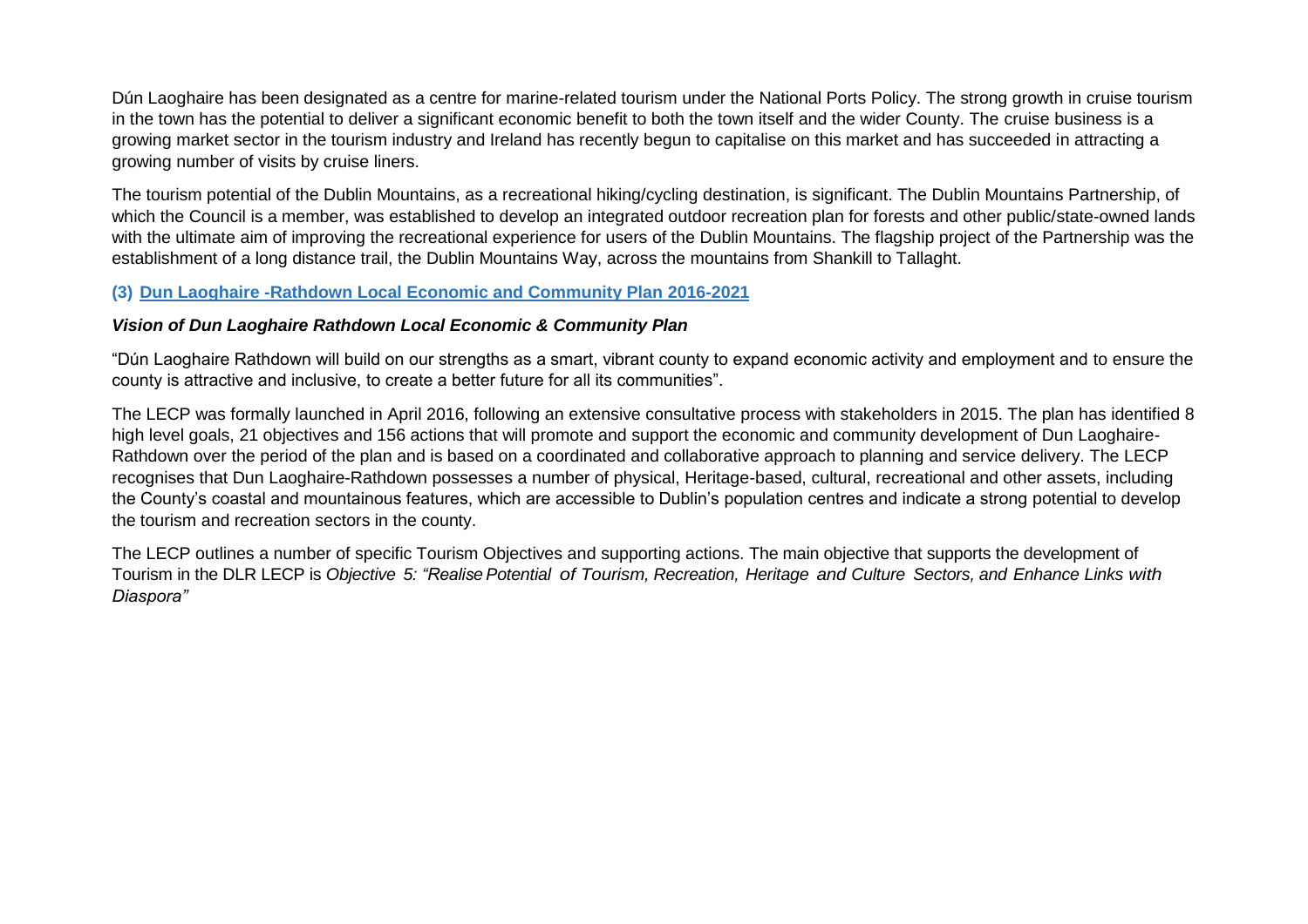Dún Laoghaire has been designated as a centre for marine-related tourism under the National Ports Policy. The strong growth in cruise tourism in the town has the potential to deliver a significant economic benefit to both the town itself and the wider County. The cruise business is a growing market sector in the tourism industry and Ireland has recently begun to capitalise on this market and has succeeded in attracting a growing number of visits by cruise liners.

The tourism potential of the Dublin Mountains, as a recreational hiking/cycling destination, is significant. The Dublin Mountains Partnership, of which the Council is a member, was established to develop an integrated outdoor recreation plan for forests and other public/state-owned lands with the ultimate aim of improving the recreational experience for users of the Dublin Mountains. The flagship project of the Partnership was the establishment of a long distance trail, the Dublin Mountains Way, across the mountains from Shankill to Tallaght.

### (3) Dun Laoghaire -Rathdown Local Economic and Community Plan 2016-2021

***Vision of Dun Laoghaire Rathdown Local Economic & Community Plan***

"Dún Laoghaire Rathdown will build on our strengths as a smart, vibrant county to expand economic activity and employment and to ensure the county is attractive and inclusive, to create a better future for all its communities".

The LECP was formally launched in April 2016, following an extensive consultative process with stakeholders in 2015. The plan has identified 8 high level goals, 21 objectives and 156 actions that will promote and support the economic and community development of Dun Laoghaire-Rathdown over the period of the plan and is based on a coordinated and collaborative approach to planning and service delivery. The LECP recognises that Dun Laoghaire-Rathdown possesses a number of physical, Heritage-based, cultural, recreational and other assets, including the County's coastal and mountainous features, which are accessible to Dublin's population centres and indicate a strong potential to develop the tourism and recreation sectors in the county.

The LECP outlines a number of specific Tourism Objectives and supporting actions. The main objective that supports the development of Tourism in the DLR LECP is *Objective 5: "Realise Potential of Tourism, Recreation, Heritage and Culture Sectors, and Enhance Links with Diaspora"*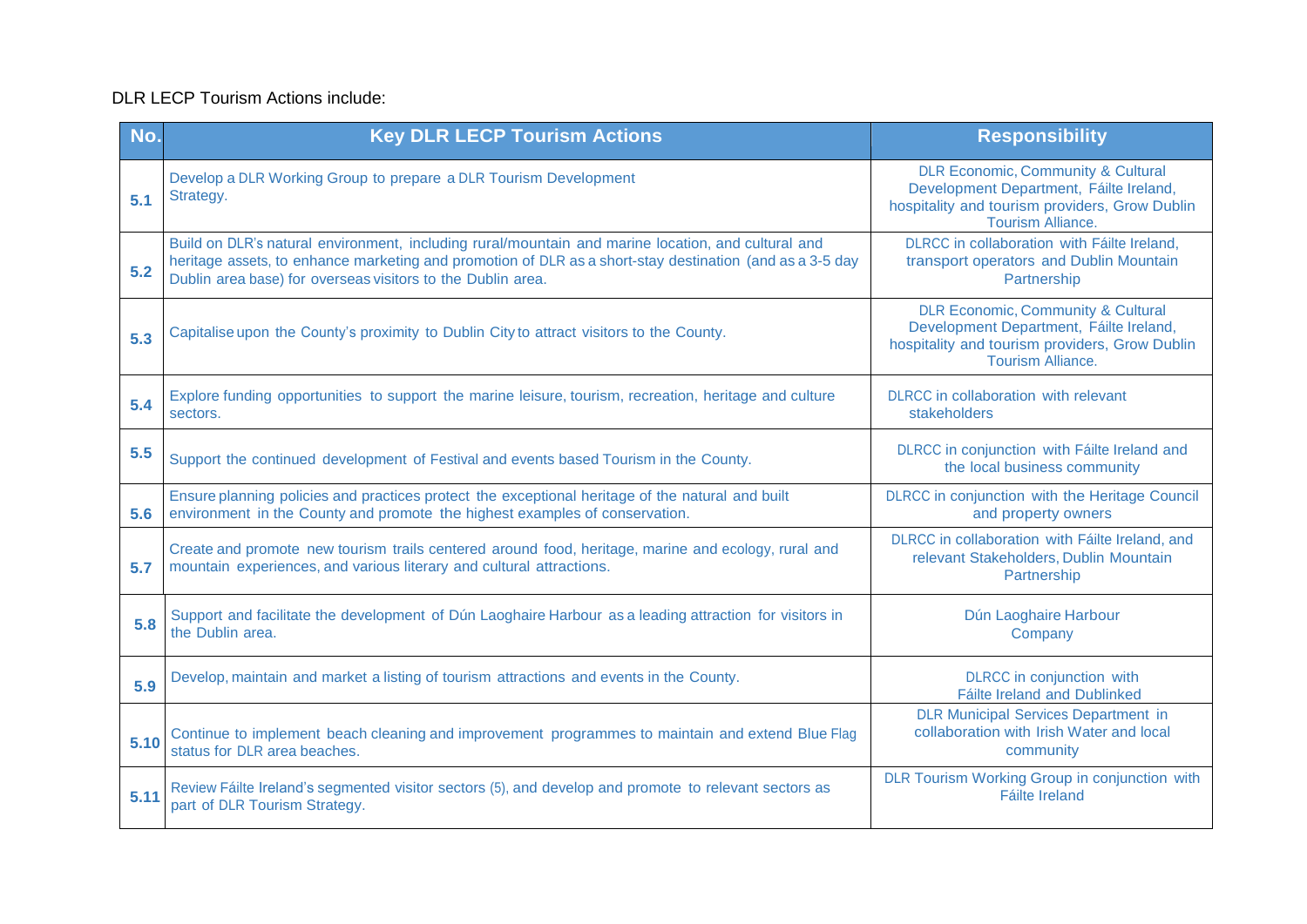DLR LECP Tourism Actions include:

| No. | Key DLR LECP Tourism Actions | Responsibility |
|---|---|---|
| 5.1 | Develop a DLR Working Group to prepare a DLR Tourism Development Strategy. | DLR Economic, Community & Cultural Development Department, Fáilte Ireland, hospitality and tourism providers, Grow Dublin Tourism Alliance. |
| 5.2 | Build on DLR's natural environment, including rural/mountain and marine location, and cultural and heritage assets, to enhance marketing and promotion of DLR as a short-stay destination (and as a 3-5 day Dublin area base) for overseas visitors to the Dublin area. | DLRCC in collaboration with Fáilte Ireland, transport operators and Dublin Mountain Partnership |
| 5.3 | Capitalise upon the County's proximity to Dublin City to attract visitors to the County. | DLR Economic, Community & Cultural Development Department, Fáilte Ireland, hospitality and tourism providers, Grow Dublin Tourism Alliance. |
| 5.4 | Explore funding opportunities to support the marine leisure, tourism, recreation, heritage and culture sectors. | DLRCC in collaboration with relevant stakeholders |
| 5.5 | Support the continued development of Festival and events based Tourism in the County. | DLRCC in conjunction with Fáilte Ireland and the local business community |
| 5.6 | Ensure planning policies and practices protect the exceptional heritage of the natural and built environment in the County and promote the highest examples of conservation. | DLRCC in conjunction with the Heritage Council and property owners |
| 5.7 | Create and promote new tourism trails centered around food, heritage, marine and ecology, rural and mountain experiences, and various literary and cultural attractions. | DLRCC in collaboration with Fáilte Ireland, and relevant Stakeholders, Dublin Mountain Partnership |
| 5.8 | Support and facilitate the development of Dún Laoghaire Harbour as a leading attraction for visitors in the Dublin area. | Dún Laoghaire Harbour Company |
| 5.9 | Develop, maintain and market a listing of tourism attractions and events in the County. | DLRCC in conjunction with Fáilte Ireland and Dublinked |
| 5.10 | Continue to implement beach cleaning and improvement programmes to maintain and extend Blue Flag status for DLR area beaches. | DLR Municipal Services Department in collaboration with Irish Water and local community |
| 5.11 | Review Fáilte Ireland's segmented visitor sectors (5), and develop and promote to relevant sectors as part of DLR Tourism Strategy. | DLR Tourism Working Group in conjunction with Fáilte Ireland |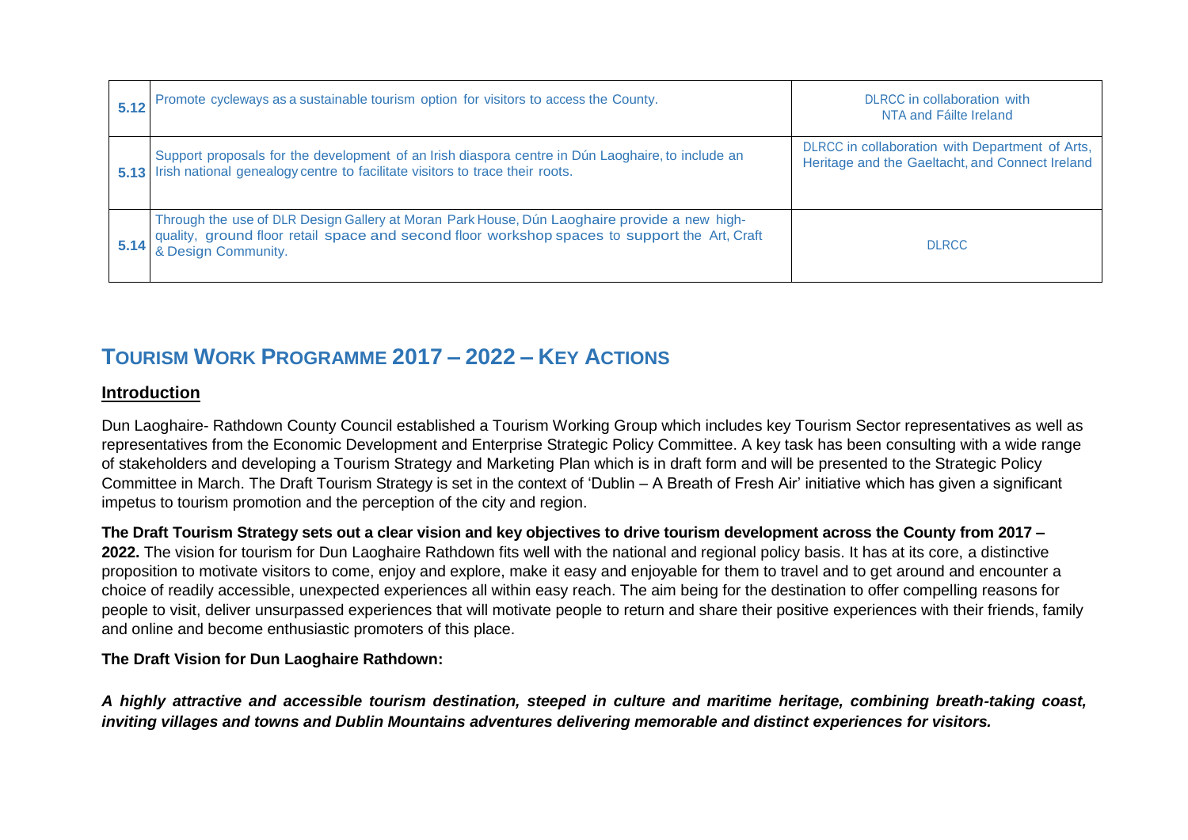| 5.12 | Promote cycleways as a sustainable tourism option for visitors to access the County. | DLRCC in collaboration with NTA and Fáilte Ireland |
|---|---|---|
| 5.13 | Support proposals for the development of an Irish diaspora centre in Dún Laoghaire, to include an Irish national genealogy centre to facilitate visitors to trace their roots. | DLRCC in collaboration with Department of Arts, Heritage and the Gaeltacht, and Connect Ireland |
| 5.14 | Through the use of DLR Design Gallery at Moran Park House, Dún Laoghaire provide a new high-quality, ground floor retail space and second floor workshop spaces to support the Art, Craft & Design Community. | DLRCC |

## TOURISM WORK PROGRAMME 2017 – 2022 – KEY ACTIONS

### Introduction

Dun Laoghaire- Rathdown County Council established a Tourism Working Group which includes key Tourism Sector representatives as well as representatives from the Economic Development and Enterprise Strategic Policy Committee. A key task has been consulting with a wide range of stakeholders and developing a Tourism Strategy and Marketing Plan which is in draft form and will be presented to the Strategic Policy Committee in March. The Draft Tourism Strategy is set in the context of 'Dublin – A Breath of Fresh Air' initiative which has given a significant impetus to tourism promotion and the perception of the city and region.

**The Draft Tourism Strategy sets out a clear vision and key objectives to drive tourism development across the County from 2017 – 2022.** The vision for tourism for Dun Laoghaire Rathdown fits well with the national and regional policy basis. It has at its core, a distinctive proposition to motivate visitors to come, enjoy and explore, make it easy and enjoyable for them to travel and to get around and encounter a choice of readily accessible, unexpected experiences all within easy reach. The aim being for the destination to offer compelling reasons for people to visit, deliver unsurpassed experiences that will motivate people to return and share their positive experiences with their friends, family and online and become enthusiastic promoters of this place.

**The Draft Vision for Dun Laoghaire Rathdown:**

***A highly attractive and accessible tourism destination, steeped in culture and maritime heritage, combining breath-taking coast, inviting villages and towns and Dublin Mountains adventures delivering memorable and distinct experiences for visitors.***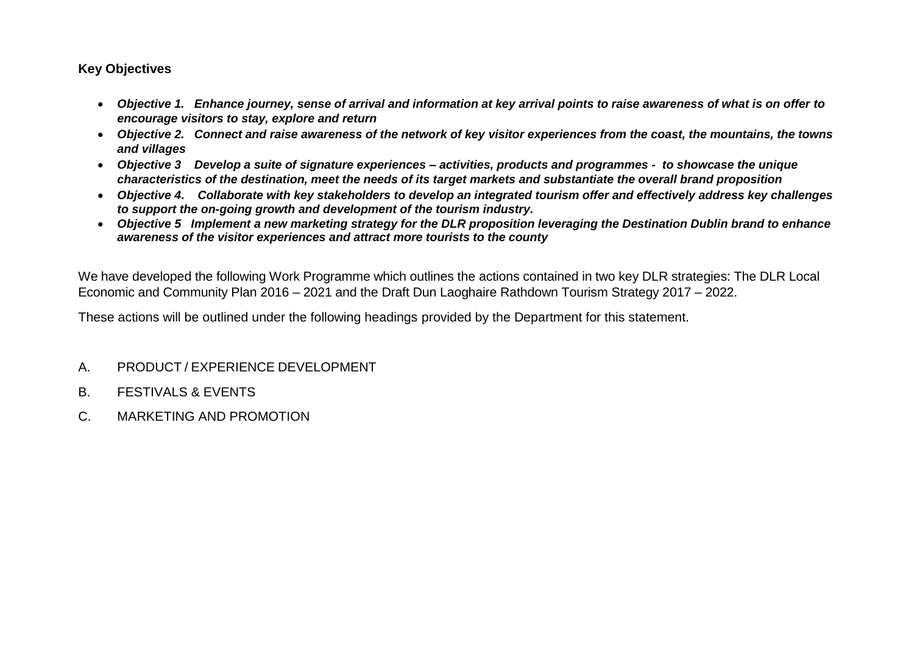**Key Objectives**

- ***Objective 1. Enhance journey, sense of arrival and information at key arrival points to raise awareness of what is on offer to encourage visitors to stay, explore and return***
- ***Objective 2. Connect and raise awareness of the network of key visitor experiences from the coast, the mountains, the towns and villages***
- ***Objective 3 Develop a suite of signature experiences – activities, products and programmes - to showcase the unique characteristics of the destination, meet the needs of its target markets and substantiate the overall brand proposition***
- ***Objective 4. Collaborate with key stakeholders to develop an integrated tourism offer and effectively address key challenges to support the on-going growth and development of the tourism industry.***
- ***Objective 5 Implement a new marketing strategy for the DLR proposition leveraging the Destination Dublin brand to enhance awareness of the visitor experiences and attract more tourists to the county***

We have developed the following Work Programme which outlines the actions contained in two key DLR strategies: The DLR Local Economic and Community Plan 2016 – 2021 and the Draft Dun Laoghaire Rathdown Tourism Strategy 2017 – 2022.

These actions will be outlined under the following headings provided by the Department for this statement.

A. PRODUCT / EXPERIENCE DEVELOPMENT

B. FESTIVALS & EVENTS

C. MARKETING AND PROMOTION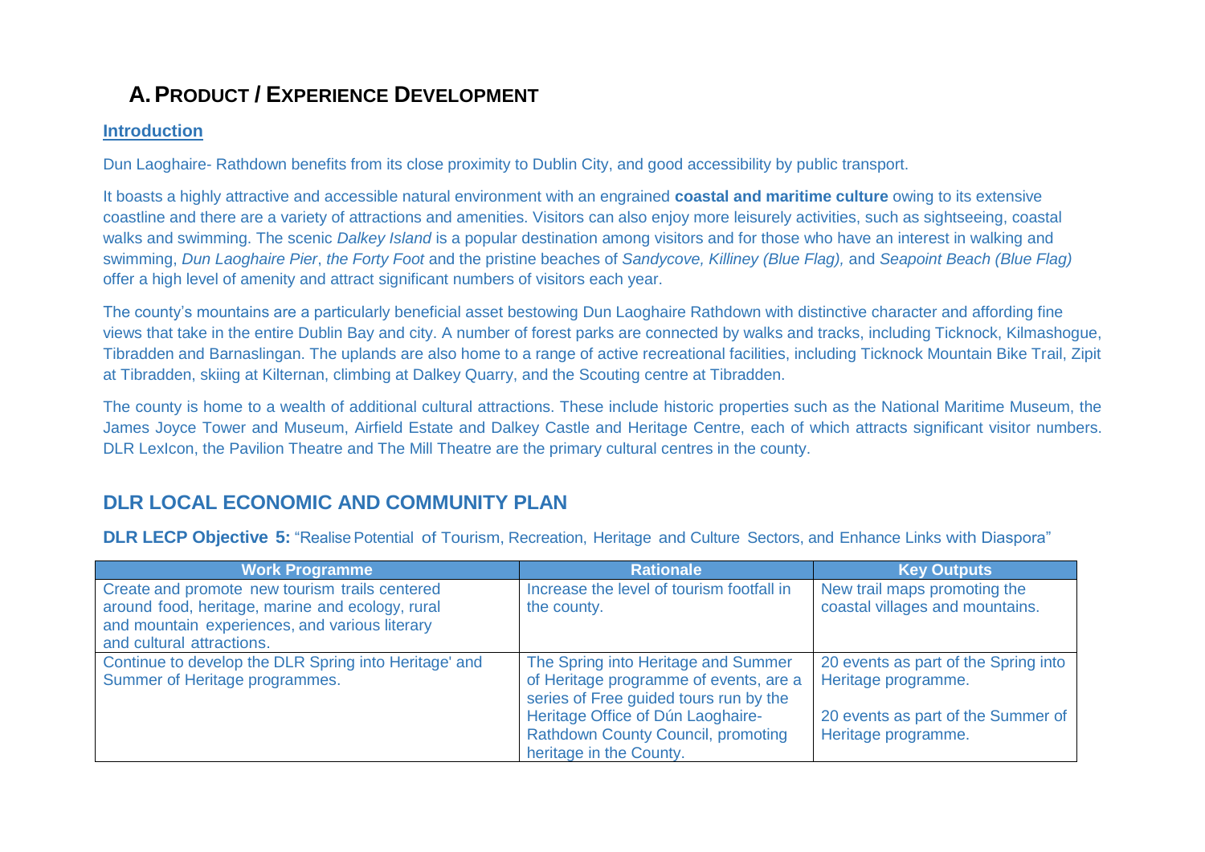# A. PRODUCT / EXPERIENCE DEVELOPMENT

## Introduction

Dun Laoghaire- Rathdown benefits from its close proximity to Dublin City, and good accessibility by public transport.

It boasts a highly attractive and accessible natural environment with an engrained **coastal and maritime culture** owing to its extensive coastline and there are a variety of attractions and amenities. Visitors can also enjoy more leisurely activities, such as sightseeing, coastal walks and swimming. The scenic *Dalkey Island* is a popular destination among visitors and for those who have an interest in walking and swimming, *Dun Laoghaire Pier*, *the Forty Foot* and the pristine beaches of *Sandycove, Killiney (Blue Flag),* and *Seapoint Beach (Blue Flag)* offer a high level of amenity and attract significant numbers of visitors each year.

The county's mountains are a particularly beneficial asset bestowing Dun Laoghaire Rathdown with distinctive character and affording fine views that take in the entire Dublin Bay and city. A number of forest parks are connected by walks and tracks, including Ticknock, Kilmashogue, Tibradden and Barnaslingan. The uplands are also home to a range of active recreational facilities, including Ticknock Mountain Bike Trail, Zipit at Tibradden, skiing at Kilternan, climbing at Dalkey Quarry, and the Scouting centre at Tibradden.

The county is home to a wealth of additional cultural attractions. These include historic properties such as the National Maritime Museum, the James Joyce Tower and Museum, Airfield Estate and Dalkey Castle and Heritage Centre, each of which attracts significant visitor numbers. DLR LexIcon, the Pavilion Theatre and The Mill Theatre are the primary cultural centres in the county.

## DLR LOCAL ECONOMIC AND COMMUNITY PLAN

**DLR LECP Objective 5:** "Realise Potential of Tourism, Recreation, Heritage and Culture Sectors, and Enhance Links with Diaspora"

| Work Programme | Rationale | Key Outputs |
|---|---|---|
| Create and promote new tourism trails centered around food, heritage, marine and ecology, rural and mountain experiences, and various literary and cultural attractions. | Increase the level of tourism footfall in the county. | New trail maps promoting the coastal villages and mountains. |
| Continue to develop the DLR Spring into Heritage' and Summer of Heritage programmes. | The Spring into Heritage and Summer of Heritage programme of events, are a series of Free guided tours run by the Heritage Office of Dún Laoghaire-Rathdown County Council, promoting heritage in the County. | 20 events as part of the Spring into Heritage programme.<br><br>20 events as part of the Summer of Heritage programme. |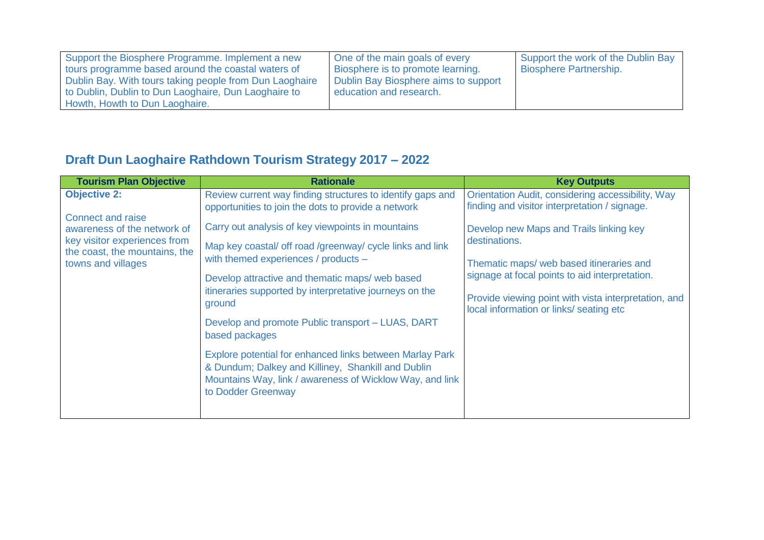| | | |
|---|---|---|
| Support the Biosphere Programme. Implement a new tours programme based around the coastal waters of Dublin Bay. With tours taking people from Dun Laoghaire to Dublin, Dublin to Dun Laoghaire, Dun Laoghaire to Howth, Howth to Dun Laoghaire. | One of the main goals of every Biosphere is to promote learning. Dublin Bay Biosphere aims to support education and research. | Support the work of the Dublin Bay Biosphere Partnership. |

## Draft Dun Laoghaire Rathdown Tourism Strategy 2017 – 2022

| Tourism Plan Objective | Rationale | Key Outputs |
|---|---|---|
| **Objective 2:**<br><br>Connect and raise awareness of the network of key visitor experiences from the coast, the mountains, the towns and villages | Review current way finding structures to identify gaps and opportunities to join the dots to provide a network<br><br>Carry out analysis of key viewpoints in mountains<br><br>Map key coastal/ off road /greenway/ cycle links and link with themed experiences / products –<br><br>Develop attractive and thematic maps/ web based itineraries supported by interpretative journeys on the ground<br><br>Develop and promote Public transport – LUAS, DART based packages<br><br>Explore potential for enhanced links between Marlay Park & Dundum; Dalkey and Killiney, Shankill and Dublin Mountains Way, link / awareness of Wicklow Way, and link to Dodder Greenway | Orientation Audit, considering accessibility, Way finding and visitor interpretation / signage.<br><br>Develop new Maps and Trails linking key destinations.<br><br>Thematic maps/ web based itineraries and signage at focal points to aid interpretation.<br><br>Provide viewing point with vista interpretation, and local information or links/ seating etc |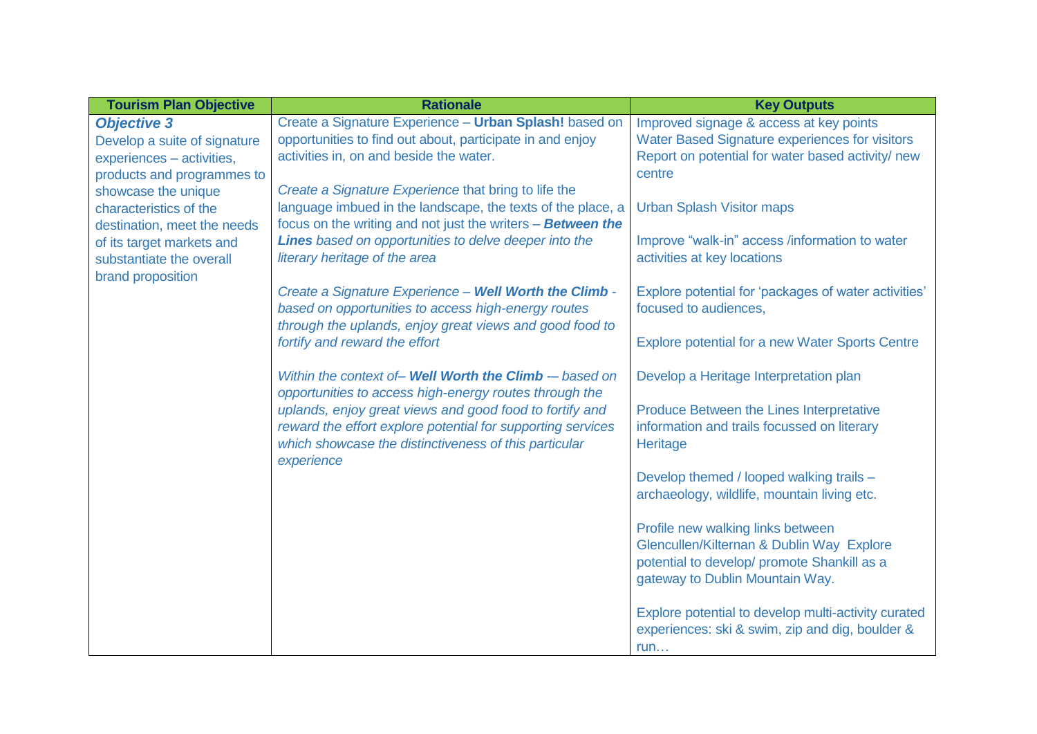| Tourism Plan Objective | Rationale | Key Outputs |
| --- | --- | --- |
| ***Objective 3*** <br> Develop a suite of signature experiences – activities, products and programmes to showcase the unique characteristics of the destination, meet the needs of its target markets and substantiate the overall brand proposition | Create a Signature Experience – **Urban Splash!** based on opportunities to find out about, participate in and enjoy activities in, on and beside the water. <br><br> *Create a Signature Experience* that bring to life the language imbued in the landscape, the texts of the place, a focus on the writing and not just the writers – ***Between the Lines*** *based on opportunities to delve deeper into the literary heritage of the area* <br><br> *Create a Signature Experience –* ***Well Worth the Climb*** *- based on opportunities to access high-energy routes through the uplands, enjoy great views and good food to fortify and reward the effort* <br><br> *Within the context of–* ***Well Worth the Climb*** *-– based on opportunities to access high-energy routes through the uplands, enjoy great views and good food to fortify and reward the effort explore potential for supporting services which showcase the distinctiveness of this particular experience* | Improved signage & access at key points <br> Water Based Signature experiences for visitors <br> Report on potential for water based activity/ new centre <br><br> Urban Splash Visitor maps <br><br> Improve "walk-in" access /information to water activities at key locations <br><br> Explore potential for 'packages of water activities' focused to audiences, <br><br> Explore potential for a new Water Sports Centre <br><br> Develop a Heritage Interpretation plan <br><br> Produce Between the Lines Interpretative information and trails focussed on literary Heritage <br><br> Develop themed / looped walking trails – archaeology, wildlife, mountain living etc. <br><br> Profile new walking links between Glencullen/Kilternan & Dublin Way Explore potential to develop/ promote Shankill as a gateway to Dublin Mountain Way. <br><br> Explore potential to develop multi-activity curated experiences: ski & swim, zip and dig, boulder & run… |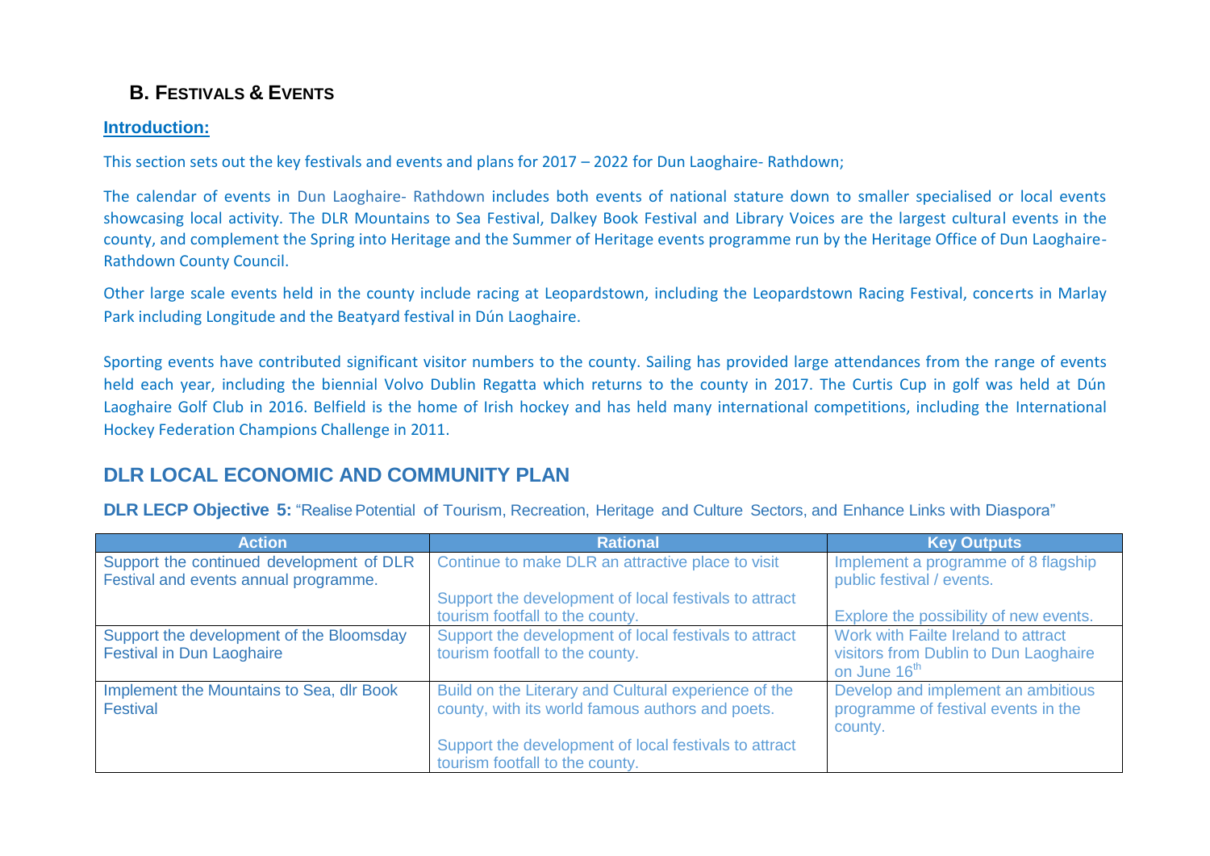## B. Festivals & Events

**Introduction:**

This section sets out the key festivals and events and plans for 2017 – 2022 for Dun Laoghaire- Rathdown;

The calendar of events in Dun Laoghaire- Rathdown includes both events of national stature down to smaller specialised or local events showcasing local activity. The DLR Mountains to Sea Festival, Dalkey Book Festival and Library Voices are the largest cultural events in the county, and complement the Spring into Heritage and the Summer of Heritage events programme run by the Heritage Office of Dun Laoghaire-Rathdown County Council.

Other large scale events held in the county include racing at Leopardstown, including the Leopardstown Racing Festival, concerts in Marlay Park including Longitude and the Beatyard festival in Dún Laoghaire.

Sporting events have contributed significant visitor numbers to the county. Sailing has provided large attendances from the range of events held each year, including the biennial Volvo Dublin Regatta which returns to the county in 2017. The Curtis Cup in golf was held at Dún Laoghaire Golf Club in 2016. Belfield is the home of Irish hockey and has held many international competitions, including the International Hockey Federation Champions Challenge in 2011.

## DLR LOCAL ECONOMIC AND COMMUNITY PLAN

**DLR LECP Objective 5:** "Realise Potential of Tourism, Recreation, Heritage and Culture Sectors, and Enhance Links with Diaspora"

| Action | Rational | Key Outputs |
|---|---|---|
| Support the continued development of DLR Festival and events annual programme. | Continue to make DLR an attractive place to visit<br><br>Support the development of local festivals to attract tourism footfall to the county. | Implement a programme of 8 flagship public festival / events.<br><br>Explore the possibility of new events. |
| Support the development of the Bloomsday Festival in Dun Laoghaire | Support the development of local festivals to attract tourism footfall to the county. | Work with Failte Ireland to attract visitors from Dublin to Dun Laoghaire on June 16th |
| Implement the Mountains to Sea, dlr Book Festival | Build on the Literary and Cultural experience of the county, with its world famous authors and poets.<br><br>Support the development of local festivals to attract tourism footfall to the county. | Develop and implement an ambitious programme of festival events in the county. |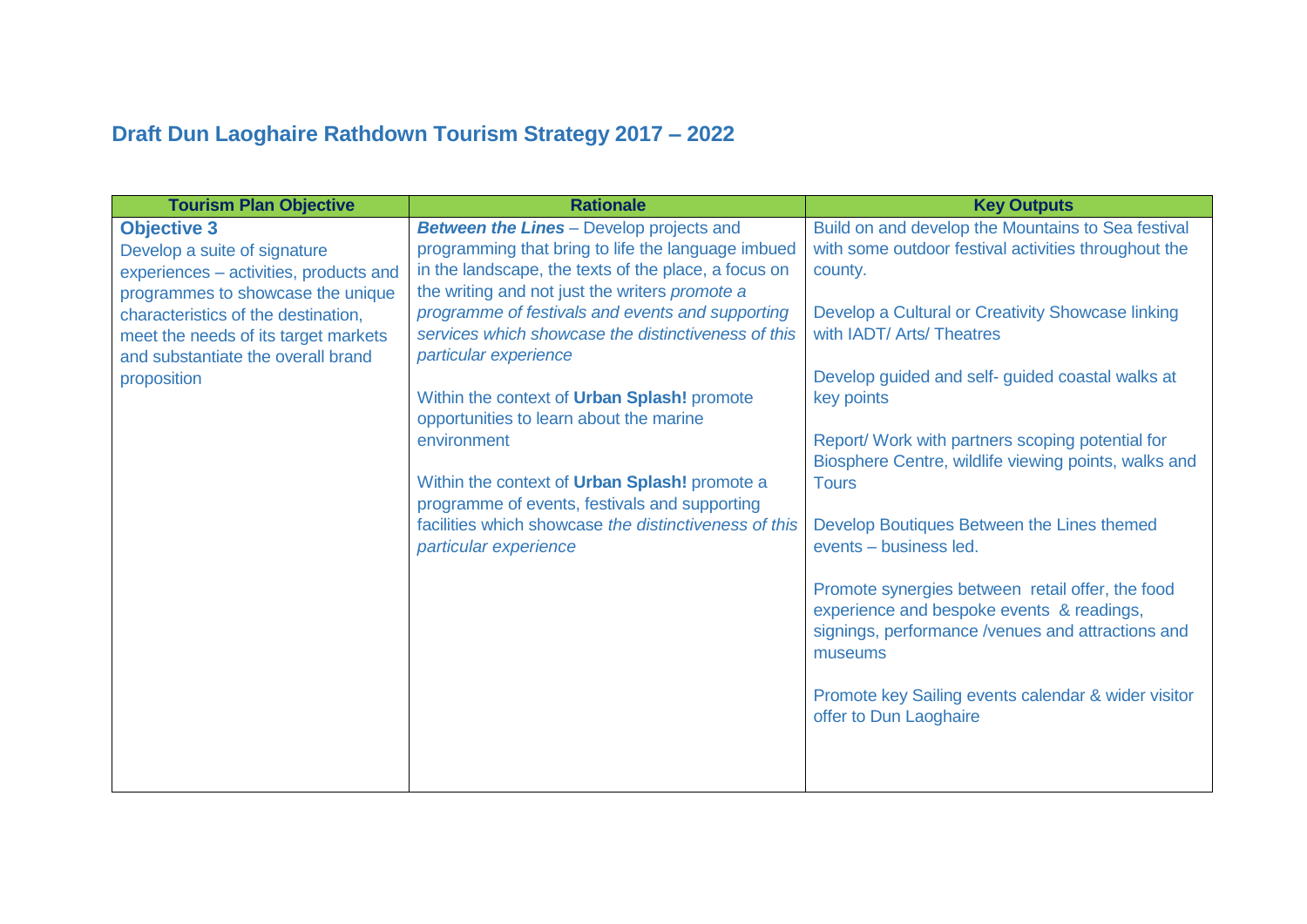# Draft Dun Laoghaire Rathdown Tourism Strategy 2017 – 2022

| Tourism Plan Objective | Rationale | Key Outputs |
|---|---|---|
| **Objective 3**<br>Develop a suite of signature experiences – activities, products and programmes to showcase the unique characteristics of the destination, meet the needs of its target markets and substantiate the overall brand proposition | ***Between the Lines*** – Develop projects and programming that bring to life the language imbued in the landscape, the texts of the place, a focus on the writing and not just the writers *promote a programme of festivals and events and supporting services which showcase the distinctiveness of this particular experience*<br><br>Within the context of **Urban Splash!** promote opportunities to learn about the marine environment<br><br>Within the context of **Urban Splash!** promote a programme of events, festivals and supporting facilities which showcase *the distinctiveness of this particular experience* | Build on and develop the Mountains to Sea festival with some outdoor festival activities throughout the county.<br><br>Develop a Cultural or Creativity Showcase linking with IADT/ Arts/ Theatres<br><br>Develop guided and self- guided coastal walks at key points<br><br>Report/ Work with partners scoping potential for Biosphere Centre, wildlife viewing points, walks and Tours<br><br>Develop Boutiques Between the Lines themed events – business led.<br><br>Promote synergies between retail offer, the food experience and bespoke events & readings, signings, performance /venues and attractions and museums<br><br>Promote key Sailing events calendar & wider visitor offer to Dun Laoghaire |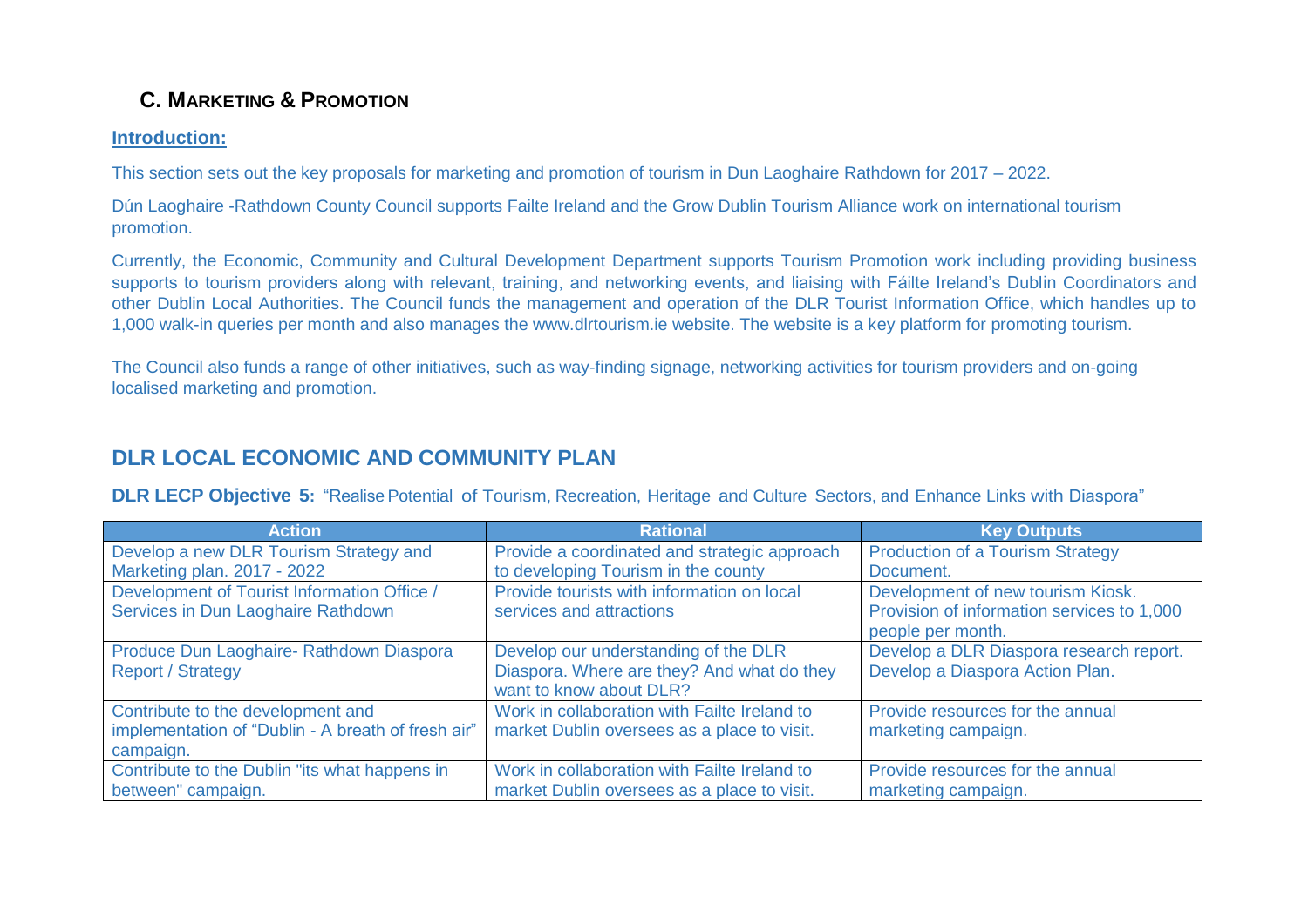## C. Marketing & Promotion

**Introduction:**

This section sets out the key proposals for marketing and promotion of tourism in Dun Laoghaire Rathdown for 2017 – 2022.

Dún Laoghaire -Rathdown County Council supports Failte Ireland and the Grow Dublin Tourism Alliance work on international tourism promotion.

Currently, the Economic, Community and Cultural Development Department supports Tourism Promotion work including providing business supports to tourism providers along with relevant, training, and networking events, and liaising with Fáilte Ireland's Dublin Coordinators and other Dublin Local Authorities. The Council funds the management and operation of the DLR Tourist Information Office, which handles up to 1,000 walk-in queries per month and also manages the www.dlrtourism.ie website. The website is a key platform for promoting tourism.

The Council also funds a range of other initiatives, such as way-finding signage, networking activities for tourism providers and on-going localised marketing and promotion.

## DLR LOCAL ECONOMIC AND COMMUNITY PLAN

**DLR LECP Objective 5:** "Realise Potential of Tourism, Recreation, Heritage and Culture Sectors, and Enhance Links with Diaspora"

| Action | Rational | Key Outputs |
|---|---|---|
| Develop a new DLR Tourism Strategy and Marketing plan. 2017 - 2022 | Provide a coordinated and strategic approach to developing Tourism in the county | Production of a Tourism Strategy Document. |
| Development of Tourist Information Office / Services in Dun Laoghaire Rathdown | Provide tourists with information on local services and attractions | Development of new tourism Kiosk. Provision of information services to 1,000 people per month. |
| Produce Dun Laoghaire- Rathdown Diaspora Report / Strategy | Develop our understanding of the DLR Diaspora. Where are they? And what do they want to know about DLR? | Develop a DLR Diaspora research report. Develop a Diaspora Action Plan. |
| Contribute to the development and implementation of "Dublin - A breath of fresh air" campaign. | Work in collaboration with Failte Ireland to market Dublin oversees as a place to visit. | Provide resources for the annual marketing campaign. |
| Contribute to the Dublin "its what happens in between" campaign. | Work in collaboration with Failte Ireland to market Dublin oversees as a place to visit. | Provide resources for the annual marketing campaign. |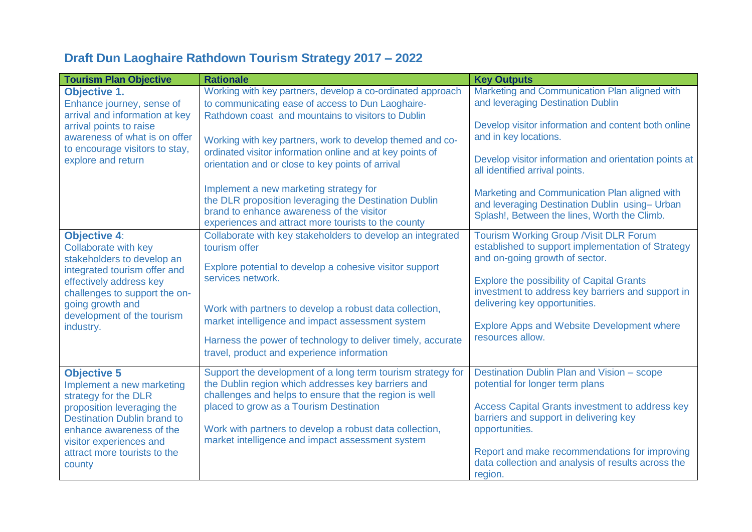## Draft Dun Laoghaire Rathdown Tourism Strategy 2017 – 2022

| Tourism Plan Objective | Rationale | Key Outputs |
|---|---|---|
| **Objective 1.** Enhance journey, sense of arrival and information at key arrival points to raise awareness of what is on offer to encourage visitors to stay, explore and return | Working with key partners, develop a co-ordinated approach to communicating ease of access to Dun Laoghaire-Rathdown coast and mountains to visitors to Dublin<br><br>Working with key partners, work to develop themed and co-ordinated visitor information online and at key points of orientation and or close to key points of arrival<br><br>Implement a new marketing strategy for the DLR proposition leveraging the Destination Dublin brand to enhance awareness of the visitor experiences and attract more tourists to the county | Marketing and Communication Plan aligned with and leveraging Destination Dublin<br><br>Develop visitor information and content both online and in key locations.<br><br>Develop visitor information and orientation points at all identified arrival points.<br><br>Marketing and Communication Plan aligned with and leveraging Destination Dublin using– Urban Splash!, Between the lines, Worth the Climb. |
| **Objective 4**: Collaborate with key stakeholders to develop an integrated tourism offer and effectively address key challenges to support the on-going growth and development of the tourism industry. | Collaborate with key stakeholders to develop an integrated tourism offer<br><br>Explore potential to develop a cohesive visitor support services network.<br><br>Work with partners to develop a robust data collection, market intelligence and impact assessment system<br><br>Harness the power of technology to deliver timely, accurate travel, product and experience information | Tourism Working Group /Visit DLR Forum established to support implementation of Strategy and on-going growth of sector.<br><br>Explore the possibility of Capital Grants investment to address key barriers and support in delivering key opportunities.<br><br>Explore Apps and Website Development where resources allow. |
| **Objective 5** Implement a new marketing strategy for the DLR proposition leveraging the Destination Dublin brand to enhance awareness of the visitor experiences and attract more tourists to the county | Support the development of a long term tourism strategy for the Dublin region which addresses key barriers and challenges and helps to ensure that the region is well placed to grow as a Tourism Destination<br><br>Work with partners to develop a robust data collection, market intelligence and impact assessment system | Destination Dublin Plan and Vision – scope potential for longer term plans<br><br>Access Capital Grants investment to address key barriers and support in delivering key opportunities.<br><br>Report and make recommendations for improving data collection and analysis of results across the region. |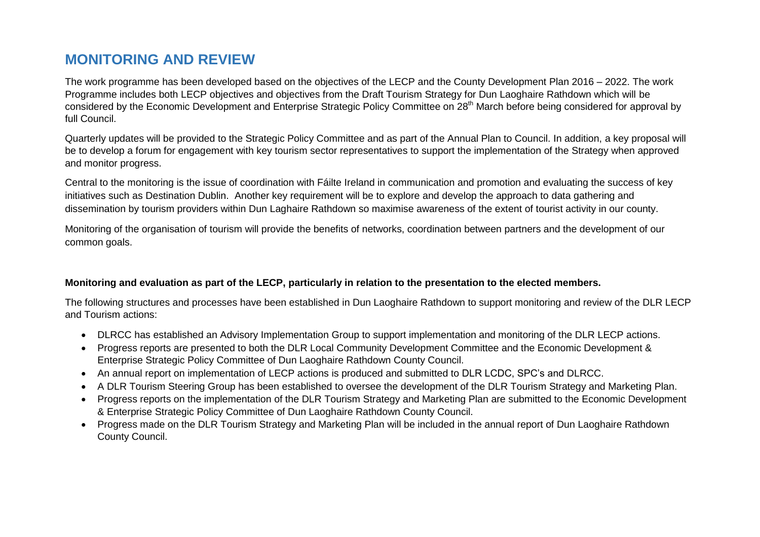# MONITORING AND REVIEW

The work programme has been developed based on the objectives of the LECP and the County Development Plan 2016 – 2022. The work Programme includes both LECP objectives and objectives from the Draft Tourism Strategy for Dun Laoghaire Rathdown which will be considered by the Economic Development and Enterprise Strategic Policy Committee on 28th March before being considered for approval by full Council.

Quarterly updates will be provided to the Strategic Policy Committee and as part of the Annual Plan to Council. In addition, a key proposal will be to develop a forum for engagement with key tourism sector representatives to support the implementation of the Strategy when approved and monitor progress.

Central to the monitoring is the issue of coordination with Fáilte Ireland in communication and promotion and evaluating the success of key initiatives such as Destination Dublin. Another key requirement will be to explore and develop the approach to data gathering and dissemination by tourism providers within Dun Laghaire Rathdown so maximise awareness of the extent of tourist activity in our county.

Monitoring of the organisation of tourism will provide the benefits of networks, coordination between partners and the development of our common goals.

**Monitoring and evaluation as part of the LECP, particularly in relation to the presentation to the elected members.**

The following structures and processes have been established in Dun Laoghaire Rathdown to support monitoring and review of the DLR LECP and Tourism actions:

- DLRCC has established an Advisory Implementation Group to support implementation and monitoring of the DLR LECP actions.
- Progress reports are presented to both the DLR Local Community Development Committee and the Economic Development & Enterprise Strategic Policy Committee of Dun Laoghaire Rathdown County Council.
- An annual report on implementation of LECP actions is produced and submitted to DLR LCDC, SPC's and DLRCC.
- A DLR Tourism Steering Group has been established to oversee the development of the DLR Tourism Strategy and Marketing Plan.
- Progress reports on the implementation of the DLR Tourism Strategy and Marketing Plan are submitted to the Economic Development & Enterprise Strategic Policy Committee of Dun Laoghaire Rathdown County Council.
- Progress made on the DLR Tourism Strategy and Marketing Plan will be included in the annual report of Dun Laoghaire Rathdown County Council.